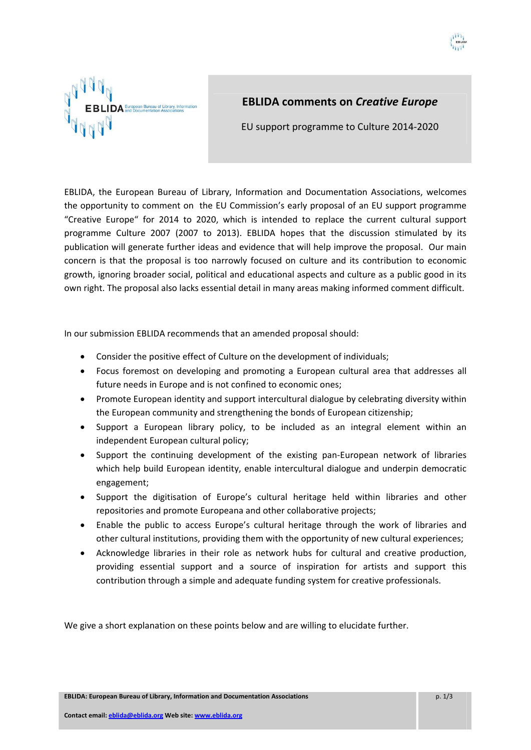# EBLIDA comments on *Creative Europe*

EU support programme to Culture 2014-2020

EBLIDA, the European Bureau of Library, Information and Documentation Associations, welcomes the opportunity to comment on the EU Commission's early proposal of an EU support programme "Creative Europe" for 2014 to 2020, which is intended to replace the current cultural support programme Culture 2007 (2007 to 2013). EBLIDA hopes that the discussion stimulated by its publication will generate further ideas and evidence that will help improve the proposal. Our main concern is that the proposal is too narrowly focused on culture and its contribution to economic growth, ignoring broader social, political and educational aspects and culture as a public good in its own right. The proposal also lacks essential detail in many areas making informed comment difficult.

In our submission EBLIDA recommends that an amended proposal should:

- Consider the positive effect of Culture on the development of individuals;
- Focus foremost on developing and promoting a European cultural area that addresses all future needs in Europe and is not confined to economic ones;
- Promote European identity and support intercultural dialogue by celebrating diversity within the European community and strengthening the bonds of European citizenship;
- Support a European library policy, to be included as an integral element within an independent European cultural policy;
- Support the continuing development of the existing pan-European network of libraries which help build European identity, enable intercultural dialogue and underpin democratic engagement;
- Support the digitisation of Europe's cultural heritage held within libraries and other repositories and promote Europeana and other collaborative projects;
- Enable the public to access Europe's cultural heritage through the work of libraries and other cultural institutions, providing them with the opportunity of new cultural experiences;
- Acknowledge libraries in their role as network hubs for cultural and creative production, providing essential support and a source of inspiration for artists and support this contribution through a simple and adequate funding system for creative professionals.

We give a short explanation on these points below and are willing to elucidate further.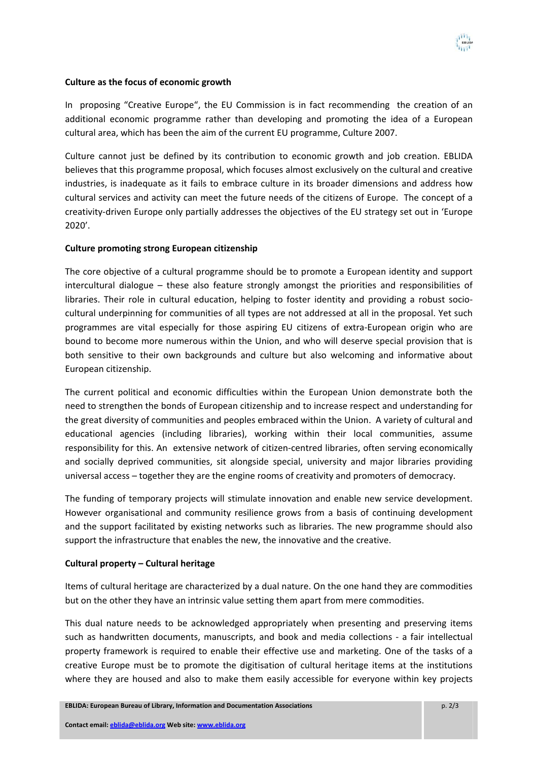**Culture as the focus of economic growth**

In proposing "Creative Europe", the EU Commission is in fact recommending the creation of an additional economic programme rather than developing and promoting the idea of a European cultural area, which has been the aim of the current EU programme, Culture 2007.

Culture cannot just be defined by its contribution to economic growth and job creation. EBLIDA believes that this programme proposal, which focuses almost exclusively on the cultural and creative industries, is inadequate as it fails to embrace culture in its broader dimensions and address how cultural services and activity can meet the future needs of the citizens of Europe. The concept of a creativity-driven Europe only partially addresses the objectives of the EU strategy set out in 'Europe 2020'.

**Culture promoting strong European citizenship**

The core objective of a cultural programme should be to promote a European identity and support intercultural dialogue – these also feature strongly amongst the priorities and responsibilities of libraries. Their role in cultural education, helping to foster identity and providing a robust socio-cultural underpinning for communities of all types are not addressed at all in the proposal. Yet such programmes are vital especially for those aspiring EU citizens of extra-European origin who are bound to become more numerous within the Union, and who will deserve special provision that is both sensitive to their own backgrounds and culture but also welcoming and informative about European citizenship.

The current political and economic difficulties within the European Union demonstrate both the need to strengthen the bonds of European citizenship and to increase respect and understanding for the great diversity of communities and peoples embraced within the Union. A variety of cultural and educational agencies (including libraries), working within their local communities, assume responsibility for this. An extensive network of citizen-centred libraries, often serving economically and socially deprived communities, sit alongside special, university and major libraries providing universal access – together they are the engine rooms of creativity and promoters of democracy.

The funding of temporary projects will stimulate innovation and enable new service development. However organisational and community resilience grows from a basis of continuing development and the support facilitated by existing networks such as libraries. The new programme should also support the infrastructure that enables the new, the innovative and the creative.

**Cultural property – Cultural heritage**

Items of cultural heritage are characterized by a dual nature. On the one hand they are commodities but on the other they have an intrinsic value setting them apart from mere commodities.

This dual nature needs to be acknowledged appropriately when presenting and preserving items such as handwritten documents, manuscripts, and book and media collections - a fair intellectual property framework is required to enable their effective use and marketing. One of the tasks of a creative Europe must be to promote the digitisation of cultural heritage items at the institutions where they are housed and also to make them easily accessible for everyone within key projects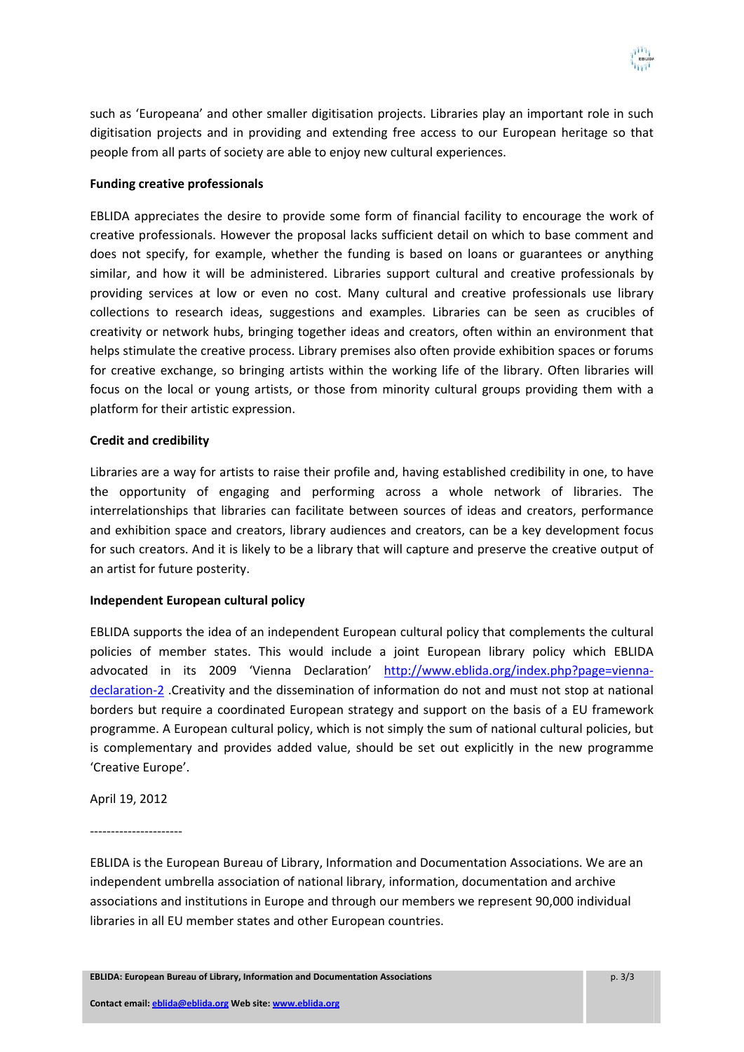such as 'Europeana' and other smaller digitisation projects. Libraries play an important role in such digitisation projects and in providing and extending free access to our European heritage so that people from all parts of society are able to enjoy new cultural experiences.

**Funding creative professionals**

EBLIDA appreciates the desire to provide some form of financial facility to encourage the work of creative professionals. However the proposal lacks sufficient detail on which to base comment and does not specify, for example, whether the funding is based on loans or guarantees or anything similar, and how it will be administered. Libraries support cultural and creative professionals by providing services at low or even no cost. Many cultural and creative professionals use library collections to research ideas, suggestions and examples. Libraries can be seen as crucibles of creativity or network hubs, bringing together ideas and creators, often within an environment that helps stimulate the creative process. Library premises also often provide exhibition spaces or forums for creative exchange, so bringing artists within the working life of the library. Often libraries will focus on the local or young artists, or those from minority cultural groups providing them with a platform for their artistic expression.

**Credit and credibility**

Libraries are a way for artists to raise their profile and, having established credibility in one, to have the opportunity of engaging and performing across a whole network of libraries. The interrelationships that libraries can facilitate between sources of ideas and creators, performance and exhibition space and creators, library audiences and creators, can be a key development focus for such creators. And it is likely to be a library that will capture and preserve the creative output of an artist for future posterity.

**Independent European cultural policy**

EBLIDA supports the idea of an independent European cultural policy that complements the cultural policies of member states. This would include a joint European library policy which EBLIDA advocated in its 2009 'Vienna Declaration' http://www.eblida.org/index.php?page=vienna-declaration-2 .Creativity and the dissemination of information do not and must not stop at national borders but require a coordinated European strategy and support on the basis of a EU framework programme. A European cultural policy, which is not simply the sum of national cultural policies, but is complementary and provides added value, should be set out explicitly in the new programme 'Creative Europe'.

April 19, 2012

----------------------

EBLIDA is the European Bureau of Library, Information and Documentation Associations. We are an independent umbrella association of national library, information, documentation and archive associations and institutions in Europe and through our members we represent 90,000 individual libraries in all EU member states and other European countries.